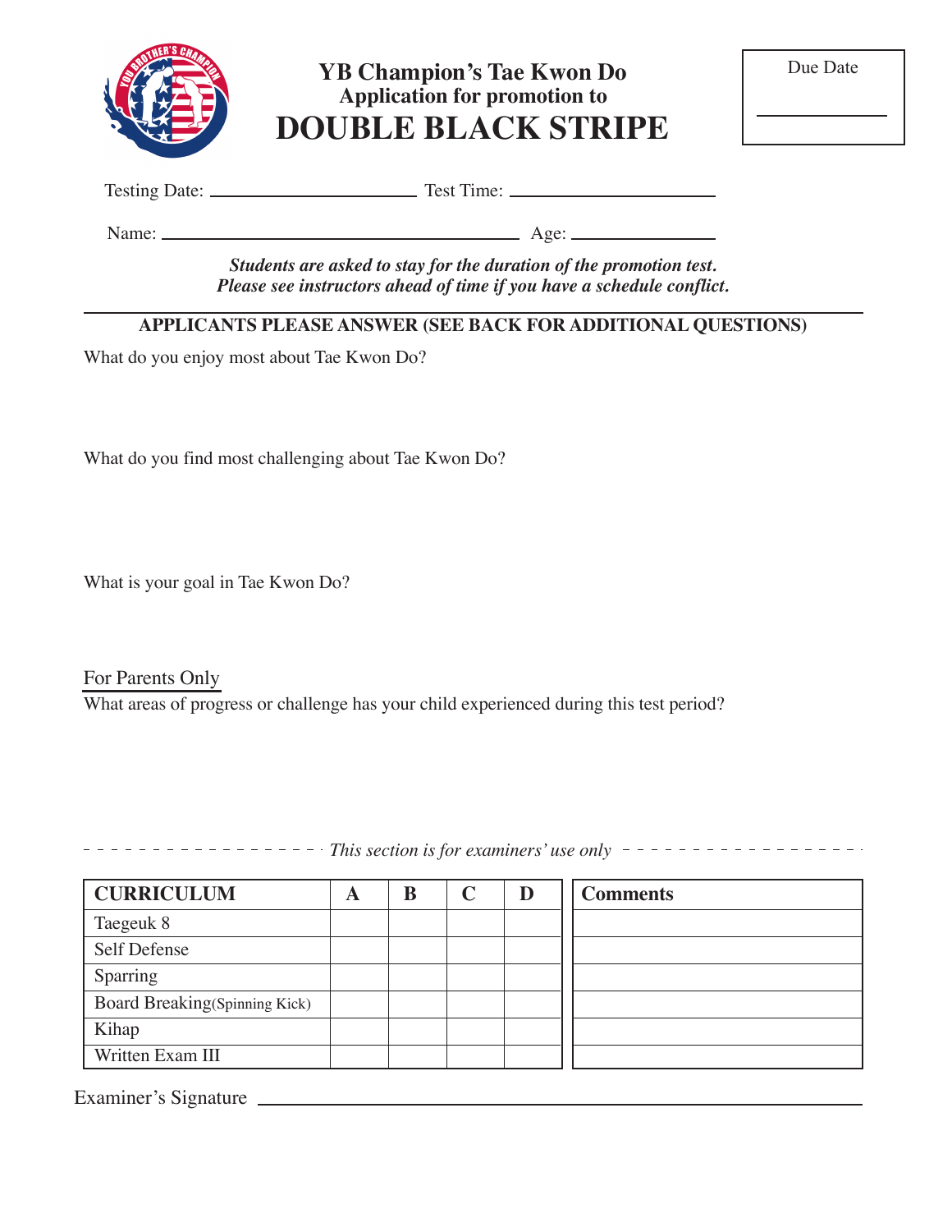# YB Champion's Tae Kwon Do

## Application for promotion to

# DOUBLE BLACK STRIPE

Due Date ______________

Testing Date: ______________________ Test Time: ______________________

Name: ______________________________________ Age: ______________

***Students are asked to stay for the duration of the promotion test.***
***Please see instructors ahead of time if you have a schedule conflict.***

---

**APPLICANTS PLEASE ANSWER (SEE BACK FOR ADDITIONAL QUESTIONS)**

What do you enjoy most about Tae Kwon Do?

What do you find most challenging about Tae Kwon Do?

What is your goal in Tae Kwon Do?

For Parents Only

What areas of progress or challenge has your child experienced during this test period?

*This section is for examiners' use only*

| CURRICULUM | A | B | C | D | Comments |
|---|---|---|---|---|---|
| Taegeuk 8 | | | | | |
| Self Defense | | | | | |
| Sparring | | | | | |
| Board Breaking(Spinning Kick) | | | | | |
| Kihap | | | | | |
| Written Exam III | | | | | |

Examiner's Signature ______________________________________________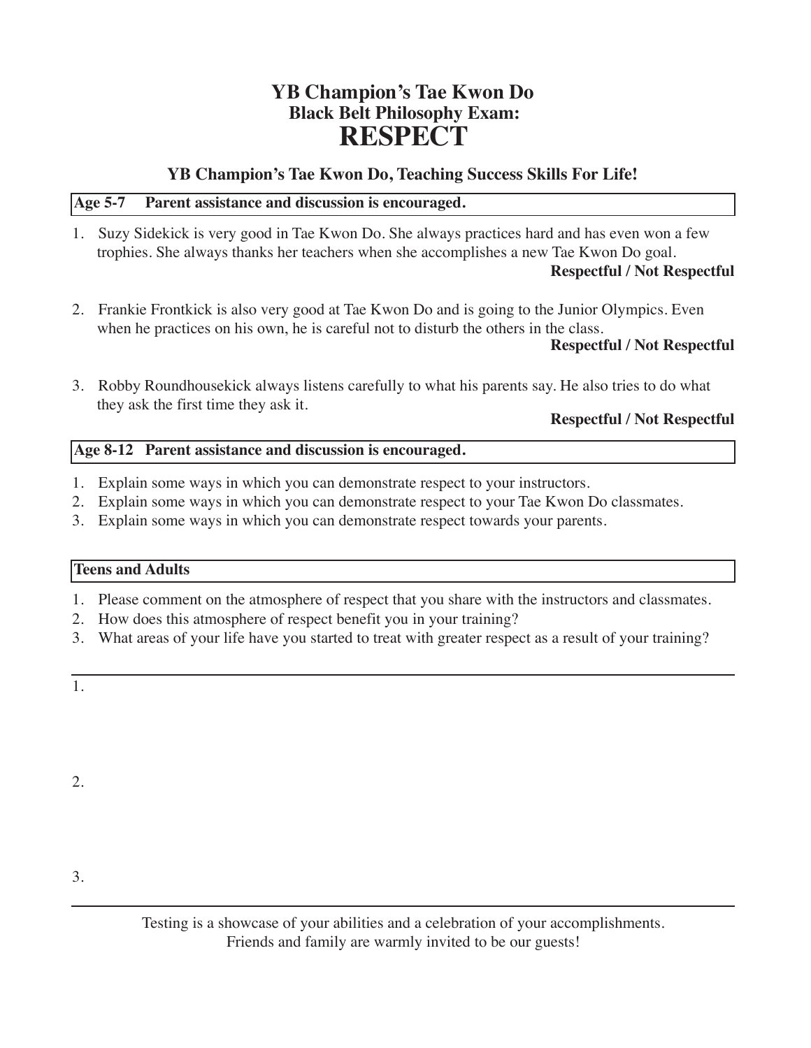# YB Champion's Tae Kwon Do
## Black Belt Philosophy Exam:
# RESPECT

**YB Champion's Tae Kwon Do, Teaching Success Skills For Life!**

**Age 5-7 Parent assistance and discussion is encouraged.**

1. Suzy Sidekick is very good in Tae Kwon Do. She always practices hard and has even won a few trophies. She always thanks her teachers when she accomplishes a new Tae Kwon Do goal.

   **Respectful / Not Respectful**

2. Frankie Frontkick is also very good at Tae Kwon Do and is going to the Junior Olympics. Even when he practices on his own, he is careful not to disturb the others in the class.

   **Respectful / Not Respectful**

3. Robby Roundhousekick always listens carefully to what his parents say. He also tries to do what they ask the first time they ask it.

   **Respectful / Not Respectful**

**Age 8-12 Parent assistance and discussion is encouraged.**

1. Explain some ways in which you can demonstrate respect to your instructors.
2. Explain some ways in which you can demonstrate respect to your Tae Kwon Do classmates.
3. Explain some ways in which you can demonstrate respect towards your parents.

**Teens and Adults**

1. Please comment on the atmosphere of respect that you share with the instructors and classmates.
2. How does this atmosphere of respect benefit you in your training?
3. What areas of your life have you started to treat with greater respect as a result of your training?

---

1.

2.

3.

---

Testing is a showcase of your abilities and a celebration of your accomplishments.
Friends and family are warmly invited to be our guests!